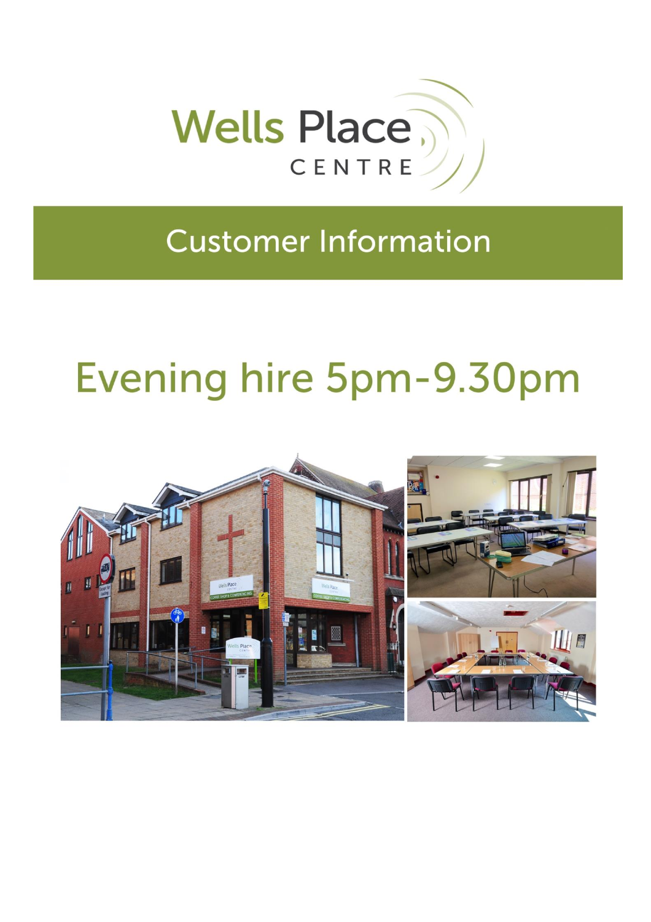# Wells Place CENTRE

## Customer Information

# Evening hire 5pm-9.30pm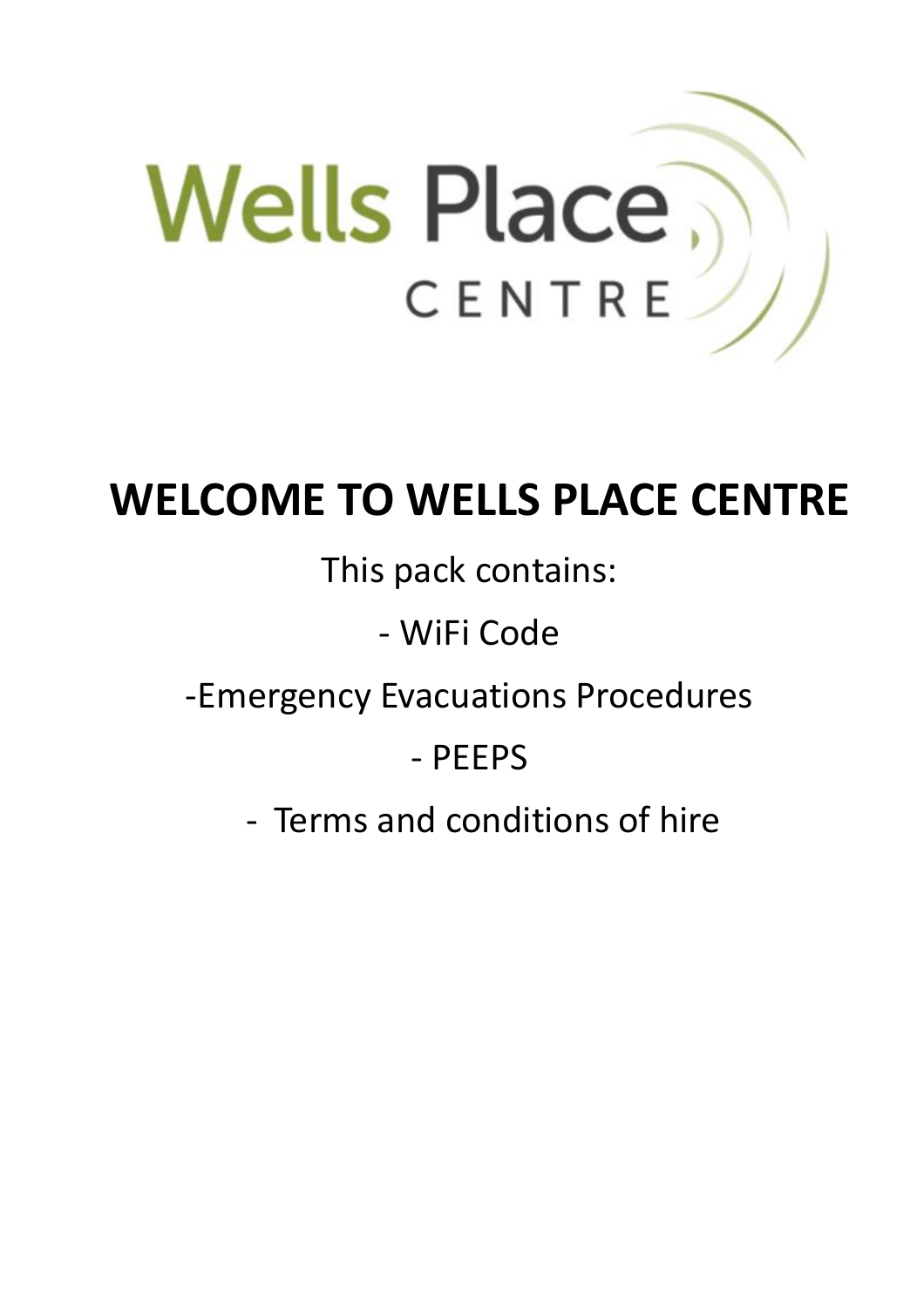Wells Place
CENTRE

# WELCOME TO WELLS PLACE CENTRE

This pack contains:

- WiFi Code
- Emergency Evacuations Procedures
- PEEPS
- Terms and conditions of hire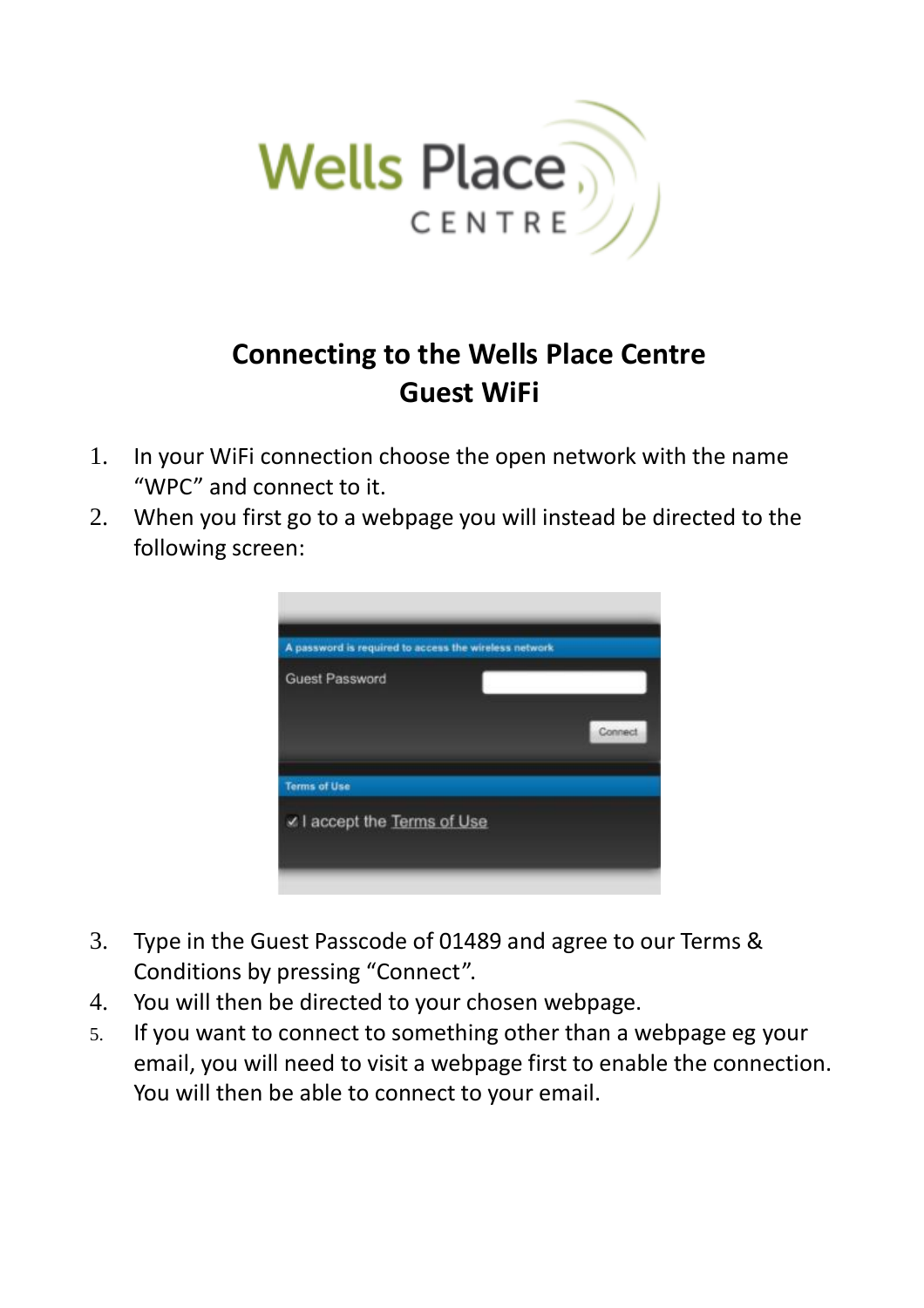Wells Place CENTRE

# Connecting to the Wells Place Centre Guest WiFi

1. In your WiFi connection choose the open network with the name "WPC" and connect to it.
2. When you first go to a webpage you will instead be directed to the following screen:

A password is required to access the wireless network

Guest Password

Connect

Terms of Use

I accept the Terms of Use

3. Type in the Guest Passcode of 01489 and agree to our Terms & Conditions by pressing "Connect".
4. You will then be directed to your chosen webpage.
5. If you want to connect to something other than a webpage eg your email, you will need to visit a webpage first to enable the connection. You will then be able to connect to your email.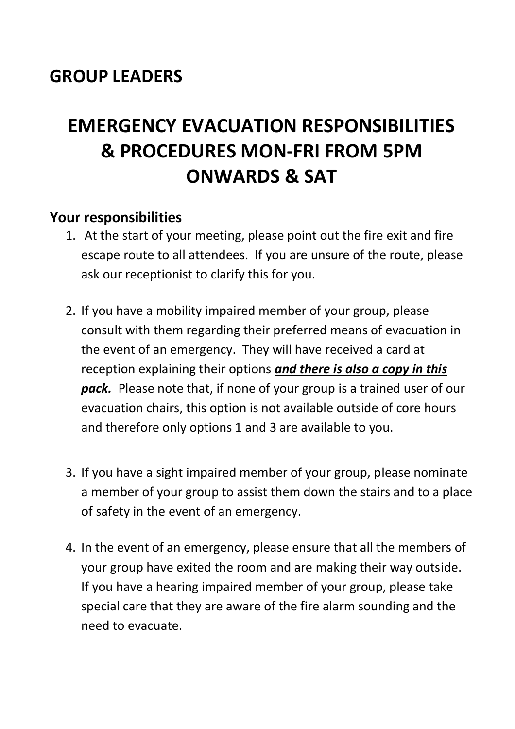## GROUP LEADERS

# EMERGENCY EVACUATION RESPONSIBILITIES & PROCEDURES MON-FRI FROM 5PM ONWARDS & SAT

### Your responsibilities

1. At the start of your meeting, please point out the fire exit and fire escape route to all attendees. If you are unsure of the route, please ask our receptionist to clarify this for you.

2. If you have a mobility impaired member of your group, please consult with them regarding their preferred means of evacuation in the event of an emergency. They will have received a card at reception explaining their options ***and there is also a copy in this pack.*** Please note that, if none of your group is a trained user of our evacuation chairs, this option is not available outside of core hours and therefore only options 1 and 3 are available to you.

3. If you have a sight impaired member of your group, please nominate a member of your group to assist them down the stairs and to a place of safety in the event of an emergency.

4. In the event of an emergency, please ensure that all the members of your group have exited the room and are making their way outside. If you have a hearing impaired member of your group, please take special care that they are aware of the fire alarm sounding and the need to evacuate.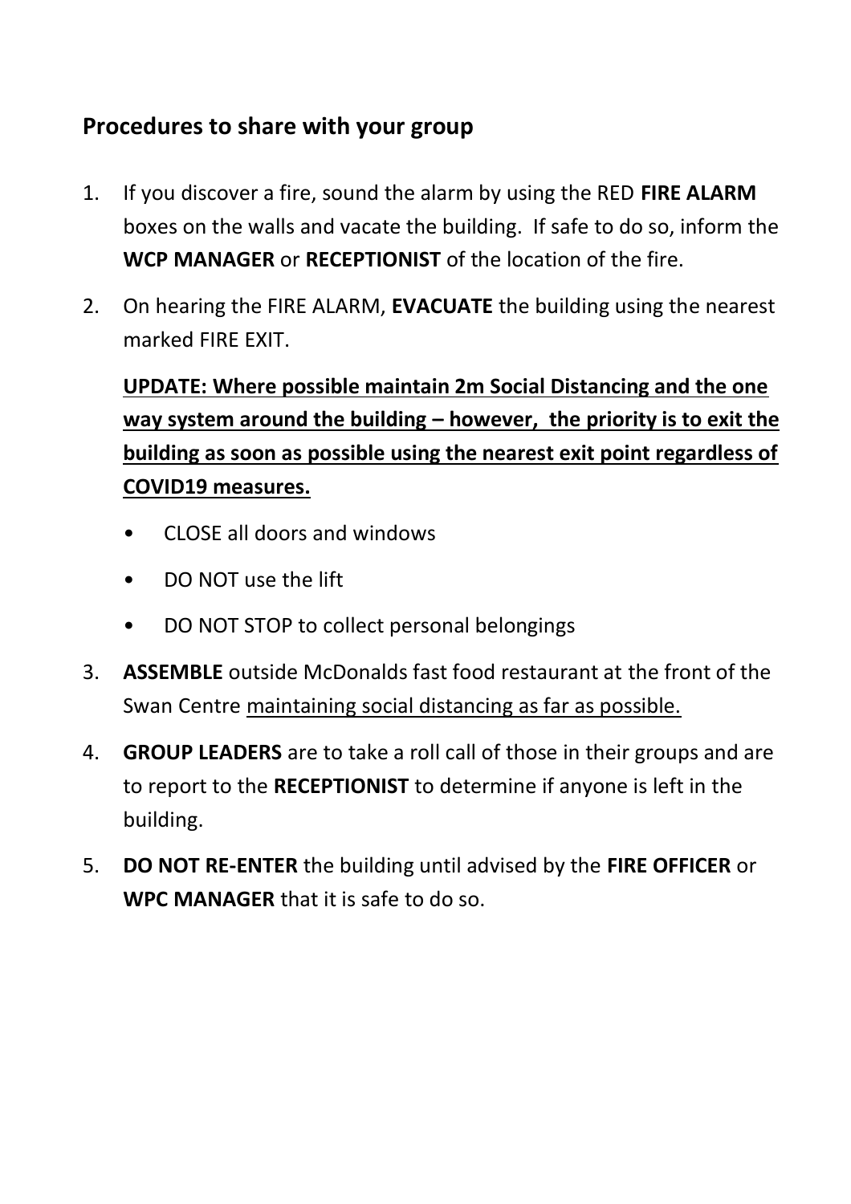## Procedures to share with your group

1. If you discover a fire, sound the alarm by using the RED **FIRE ALARM** boxes on the walls and vacate the building. If safe to do so, inform the **WCP MANAGER** or **RECEPTIONIST** of the location of the fire.

2. On hearing the FIRE ALARM, **EVACUATE** the building using the nearest marked FIRE EXIT.

   <u>**UPDATE: Where possible maintain 2m Social Distancing and the one way system around the building – however, the priority is to exit the building as soon as possible using the nearest exit point regardless of COVID19 measures.**</u>

   - CLOSE all doors and windows
   - DO NOT use the lift
   - DO NOT STOP to collect personal belongings

3. **ASSEMBLE** outside McDonalds fast food restaurant at the front of the Swan Centre <u>maintaining social distancing as far as possible.</u>

4. **GROUP LEADERS** are to take a roll call of those in their groups and are to report to the **RECEPTIONIST** to determine if anyone is left in the building.

5. **DO NOT RE-ENTER** the building until advised by the **FIRE OFFICER** or **WPC MANAGER** that it is safe to do so.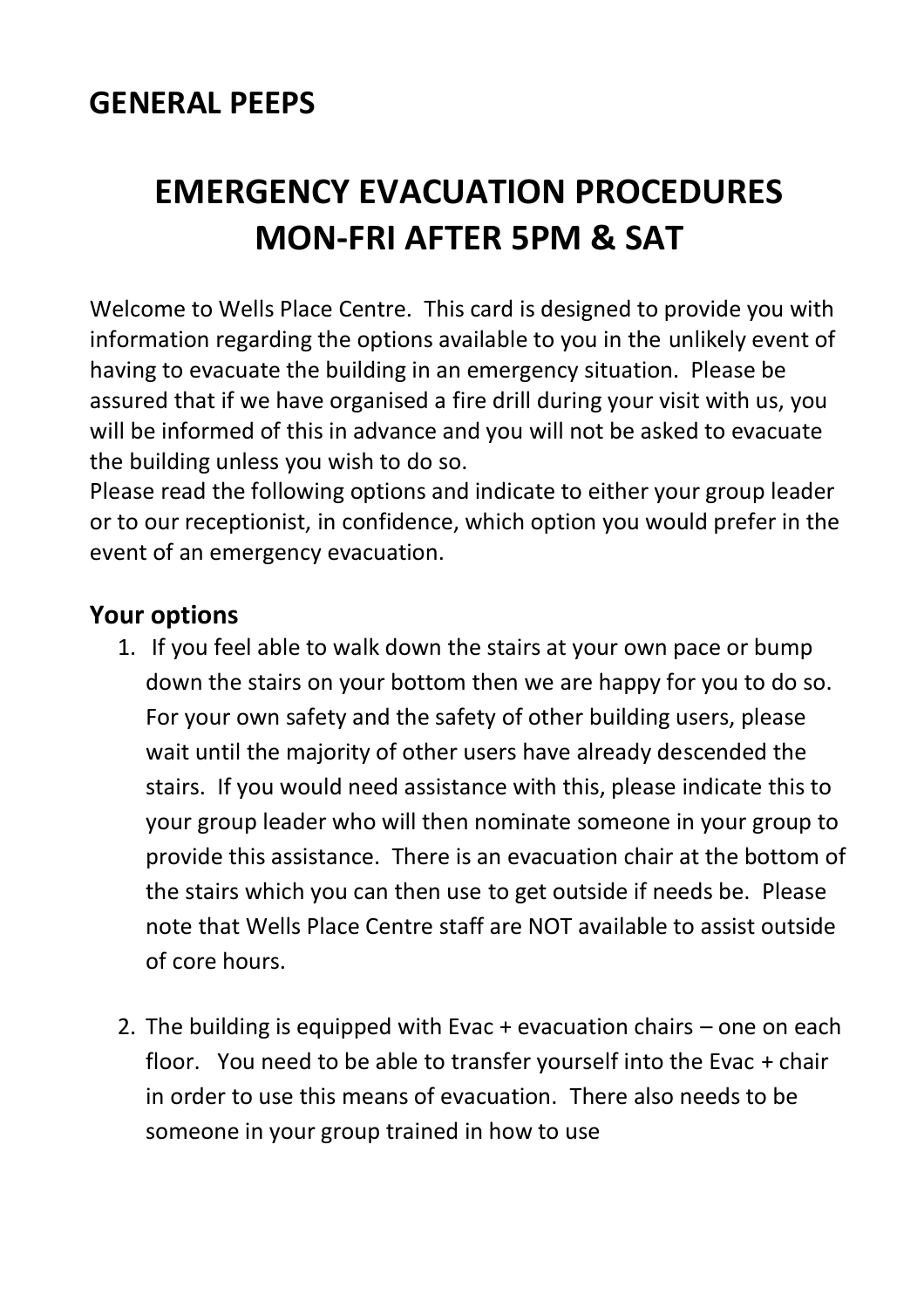## GENERAL PEEPS

# EMERGENCY EVACUATION PROCEDURES MON-FRI AFTER 5PM & SAT

Welcome to Wells Place Centre. This card is designed to provide you with information regarding the options available to you in the unlikely event of having to evacuate the building in an emergency situation. Please be assured that if we have organised a fire drill during your visit with us, you will be informed of this in advance and you will not be asked to evacuate the building unless you wish to do so.
Please read the following options and indicate to either your group leader or to our receptionist, in confidence, which option you would prefer in the event of an emergency evacuation.

### Your options

1. If you feel able to walk down the stairs at your own pace or bump down the stairs on your bottom then we are happy for you to do so. For your own safety and the safety of other building users, please wait until the majority of other users have already descended the stairs. If you would need assistance with this, please indicate this to your group leader who will then nominate someone in your group to provide this assistance. There is an evacuation chair at the bottom of the stairs which you can then use to get outside if needs be. Please note that Wells Place Centre staff are NOT available to assist outside of core hours.

2. The building is equipped with Evac + evacuation chairs – one on each floor. You need to be able to transfer yourself into the Evac + chair in order to use this means of evacuation. There also needs to be someone in your group trained in how to use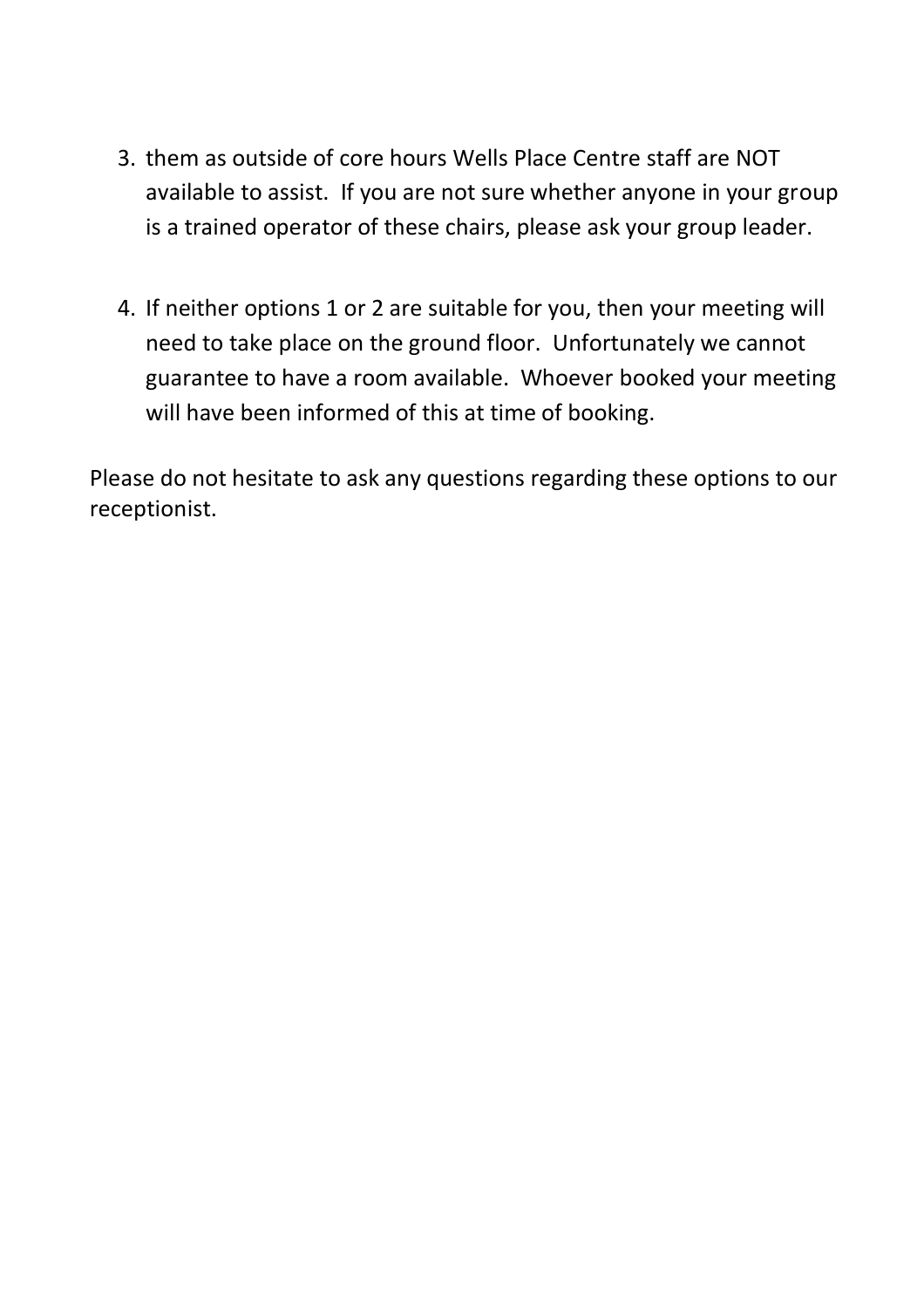3. them as outside of core hours Wells Place Centre staff are NOT available to assist. If you are not sure whether anyone in your group is a trained operator of these chairs, please ask your group leader.

4. If neither options 1 or 2 are suitable for you, then your meeting will need to take place on the ground floor. Unfortunately we cannot guarantee to have a room available. Whoever booked your meeting will have been informed of this at time of booking.

Please do not hesitate to ask any questions regarding these options to our receptionist.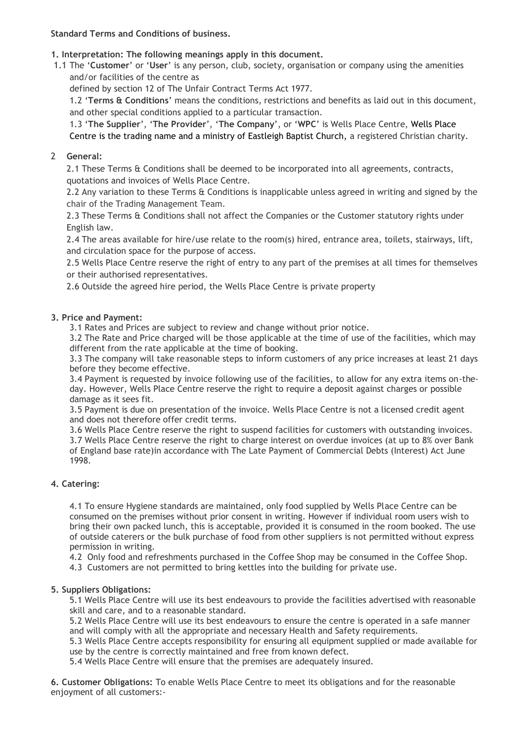**Standard Terms and Conditions of business.**

**1. Interpretation: The following meanings apply in this document.**

1.1 The '**Customer**' or '**User**' is any person, club, society, organisation or company using the amenities and/or facilities of the centre as defined by section 12 of The Unfair Contract Terms Act 1977.

1.2 '**Terms & Conditions**' means the conditions, restrictions and benefits as laid out in this document, and other special conditions applied to a particular transaction.

1.3 '**The Supplier**', '**The Provider**', '**The Company**', or '**WPC**' is Wells Place Centre, Wells Place Centre is the trading name and a ministry of Eastleigh Baptist Church, a registered Christian charity.

2 **General:**

2.1 These Terms & Conditions shall be deemed to be incorporated into all agreements, contracts, quotations and invoices of Wells Place Centre.

2.2 Any variation to these Terms & Conditions is inapplicable unless agreed in writing and signed by the chair of the Trading Management Team.

2.3 These Terms & Conditions shall not affect the Companies or the Customer statutory rights under English law.

2.4 The areas available for hire/use relate to the room(s) hired, entrance area, toilets, stairways, lift, and circulation space for the purpose of access.

2.5 Wells Place Centre reserve the right of entry to any part of the premises at all times for themselves or their authorised representatives.

2.6 Outside the agreed hire period, the Wells Place Centre is private property

**3. Price and Payment:**

3.1 Rates and Prices are subject to review and change without prior notice.

3.2 The Rate and Price charged will be those applicable at the time of use of the facilities, which may different from the rate applicable at the time of booking.

3.3 The company will take reasonable steps to inform customers of any price increases at least 21 days before they become effective.

3.4 Payment is requested by invoice following use of the facilities, to allow for any extra items on-the-day. However, Wells Place Centre reserve the right to require a deposit against charges or possible damage as it sees fit.

3.5 Payment is due on presentation of the invoice. Wells Place Centre is not a licensed credit agent and does not therefore offer credit terms.

3.6 Wells Place Centre reserve the right to suspend facilities for customers with outstanding invoices.

3.7 Wells Place Centre reserve the right to charge interest on overdue invoices (at up to 8% over Bank of England base rate)in accordance with The Late Payment of Commercial Debts (Interest) Act June 1998.

**4. Catering:**

4.1 To ensure Hygiene standards are maintained, only food supplied by Wells Place Centre can be consumed on the premises without prior consent in writing. However if individual room users wish to bring their own packed lunch, this is acceptable, provided it is consumed in the room booked. The use of outside caterers or the bulk purchase of food from other suppliers is not permitted without express permission in writing.

4.2 Only food and refreshments purchased in the Coffee Shop may be consumed in the Coffee Shop.

4.3 Customers are not permitted to bring kettles into the building for private use.

**5. Suppliers Obligations:**

5.1 Wells Place Centre will use its best endeavours to provide the facilities advertised with reasonable skill and care, and to a reasonable standard.

5.2 Wells Place Centre will use its best endeavours to ensure the centre is operated in a safe manner and will comply with all the appropriate and necessary Health and Safety requirements.

5.3 Wells Place Centre accepts responsibility for ensuring all equipment supplied or made available for use by the centre is correctly maintained and free from known defect.

5.4 Wells Place Centre will ensure that the premises are adequately insured.

**6. Customer Obligations:** To enable Wells Place Centre to meet its obligations and for the reasonable enjoyment of all customers:-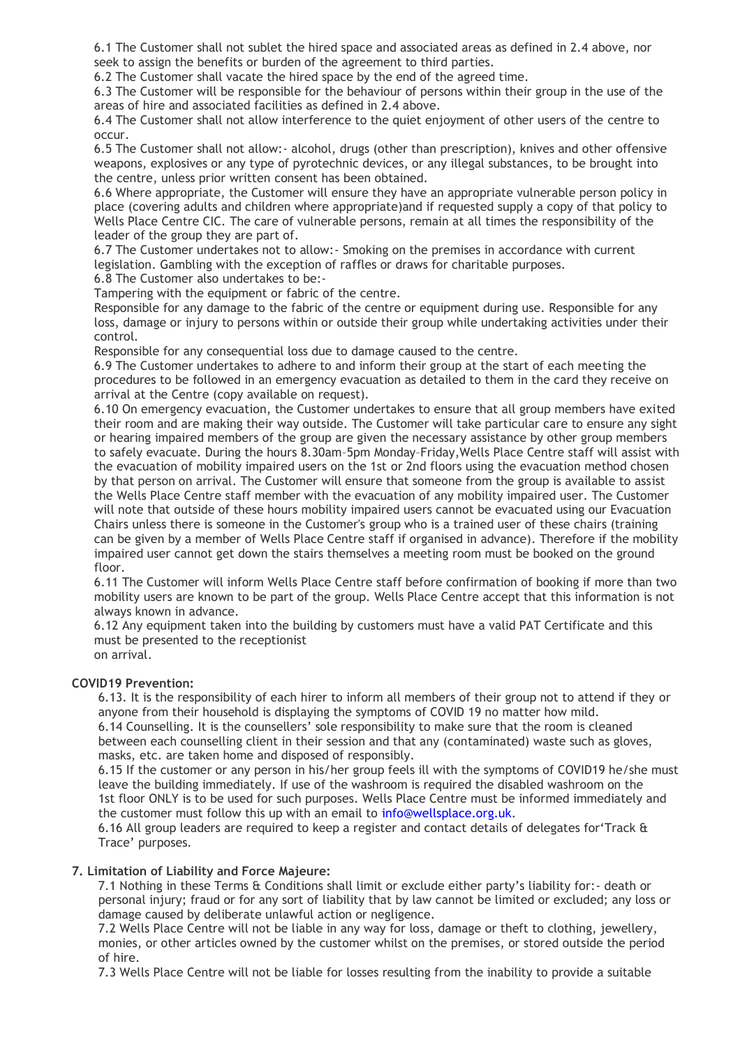6.1 The Customer shall not sublet the hired space and associated areas as defined in 2.4 above, nor seek to assign the benefits or burden of the agreement to third parties.
6.2 The Customer shall vacate the hired space by the end of the agreed time.
6.3 The Customer will be responsible for the behaviour of persons within their group in the use of the areas of hire and associated facilities as defined in 2.4 above.
6.4 The Customer shall not allow interference to the quiet enjoyment of other users of the centre to occur.
6.5 The Customer shall not allow:- alcohol, drugs (other than prescription), knives and other offensive weapons, explosives or any type of pyrotechnic devices, or any illegal substances, to be brought into the centre, unless prior written consent has been obtained.
6.6 Where appropriate, the Customer will ensure they have an appropriate vulnerable person policy in place (covering adults and children where appropriate)and if requested supply a copy of that policy to Wells Place Centre CIC. The care of vulnerable persons, remain at all times the responsibility of the leader of the group they are part of.
6.7 The Customer undertakes not to allow:- Smoking on the premises in accordance with current legislation. Gambling with the exception of raffles or draws for charitable purposes.
6.8 The Customer also undertakes to be:-
Tampering with the equipment or fabric of the centre.
Responsible for any damage to the fabric of the centre or equipment during use. Responsible for any loss, damage or injury to persons within or outside their group while undertaking activities under their control.
Responsible for any consequential loss due to damage caused to the centre.
6.9 The Customer undertakes to adhere to and inform their group at the start of each meeting the procedures to be followed in an emergency evacuation as detailed to them in the card they receive on arrival at the Centre (copy available on request).
6.10 On emergency evacuation, the Customer undertakes to ensure that all group members have exited their room and are making their way outside. The Customer will take particular care to ensure any sight or hearing impaired members of the group are given the necessary assistance by other group members to safely evacuate. During the hours 8.30am–5pm Monday–Friday,Wells Place Centre staff will assist with the evacuation of mobility impaired users on the 1st or 2nd floors using the evacuation method chosen by that person on arrival. The Customer will ensure that someone from the group is available to assist the Wells Place Centre staff member with the evacuation of any mobility impaired user. The Customer will note that outside of these hours mobility impaired users cannot be evacuated using our Evacuation Chairs unless there is someone in the Customer's group who is a trained user of these chairs (training can be given by a member of Wells Place Centre staff if organised in advance). Therefore if the mobility impaired user cannot get down the stairs themselves a meeting room must be booked on the ground floor.
6.11 The Customer will inform Wells Place Centre staff before confirmation of booking if more than two mobility users are known to be part of the group. Wells Place Centre accept that this information is not always known in advance.
6.12 Any equipment taken into the building by customers must have a valid PAT Certificate and this must be presented to the receptionist
on arrival.

**COVID19 Prevention:**

6.13. It is the responsibility of each hirer to inform all members of their group not to attend if they or anyone from their household is displaying the symptoms of COVID 19 no matter how mild.
6.14 Counselling. It is the counsellers' sole responsibility to make sure that the room is cleaned between each counselling client in their session and that any (contaminated) waste such as gloves, masks, etc. are taken home and disposed of responsibly.
6.15 If the customer or any person in his/her group feels ill with the symptoms of COVID19 he/she must leave the building immediately. If use of the washroom is required the disabled washroom on the 1st floor ONLY is to be used for such purposes. Wells Place Centre must be informed immediately and the customer must follow this up with an email to info@wellsplace.org.uk.
6.16 All group leaders are required to keep a register and contact details of delegates for'Track & Trace' purposes.

**7. Limitation of Liability and Force Majeure:**

7.1 Nothing in these Terms & Conditions shall limit or exclude either party's liability for:- death or personal injury; fraud or for any sort of liability that by law cannot be limited or excluded; any loss or damage caused by deliberate unlawful action or negligence.
7.2 Wells Place Centre will not be liable in any way for loss, damage or theft to clothing, jewellery, monies, or other articles owned by the customer whilst on the premises, or stored outside the period of hire.
7.3 Wells Place Centre will not be liable for losses resulting from the inability to provide a suitable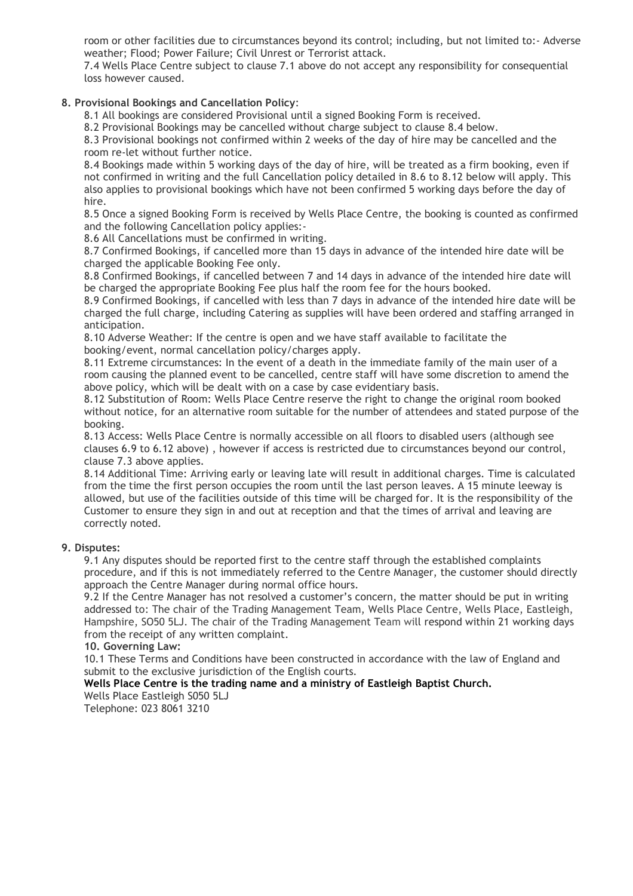room or other facilities due to circumstances beyond its control; including, but not limited to:- Adverse weather; Flood; Power Failure; Civil Unrest or Terrorist attack.

7.4 Wells Place Centre subject to clause 7.1 above do not accept any responsibility for consequential loss however caused.

**8. Provisional Bookings and Cancellation Policy**:

8.1 All bookings are considered Provisional until a signed Booking Form is received.

8.2 Provisional Bookings may be cancelled without charge subject to clause 8.4 below.

8.3 Provisional bookings not confirmed within 2 weeks of the day of hire may be cancelled and the room re-let without further notice.

8.4 Bookings made within 5 working days of the day of hire, will be treated as a firm booking, even if not confirmed in writing and the full Cancellation policy detailed in 8.6 to 8.12 below will apply. This also applies to provisional bookings which have not been confirmed 5 working days before the day of hire.

8.5 Once a signed Booking Form is received by Wells Place Centre, the booking is counted as confirmed and the following Cancellation policy applies:-

8.6 All Cancellations must be confirmed in writing.

8.7 Confirmed Bookings, if cancelled more than 15 days in advance of the intended hire date will be charged the applicable Booking Fee only.

8.8 Confirmed Bookings, if cancelled between 7 and 14 days in advance of the intended hire date will be charged the appropriate Booking Fee plus half the room fee for the hours booked.

8.9 Confirmed Bookings, if cancelled with less than 7 days in advance of the intended hire date will be charged the full charge, including Catering as supplies will have been ordered and staffing arranged in anticipation.

8.10 Adverse Weather: If the centre is open and we have staff available to facilitate the booking/event, normal cancellation policy/charges apply.

8.11 Extreme circumstances: In the event of a death in the immediate family of the main user of a room causing the planned event to be cancelled, centre staff will have some discretion to amend the above policy, which will be dealt with on a case by case evidentiary basis.

8.12 Substitution of Room: Wells Place Centre reserve the right to change the original room booked without notice, for an alternative room suitable for the number of attendees and stated purpose of the booking.

8.13 Access: Wells Place Centre is normally accessible on all floors to disabled users (although see clauses 6.9 to 6.12 above) , however if access is restricted due to circumstances beyond our control, clause 7.3 above applies.

8.14 Additional Time: Arriving early or leaving late will result in additional charges. Time is calculated from the time the first person occupies the room until the last person leaves. A 15 minute leeway is allowed, but use of the facilities outside of this time will be charged for. It is the responsibility of the Customer to ensure they sign in and out at reception and that the times of arrival and leaving are correctly noted.

**9. Disputes:**

9.1 Any disputes should be reported first to the centre staff through the established complaints procedure, and if this is not immediately referred to the Centre Manager, the customer should directly approach the Centre Manager during normal office hours.

9.2 If the Centre Manager has not resolved a customer's concern, the matter should be put in writing addressed to: The chair of the Trading Management Team, Wells Place Centre, Wells Place, Eastleigh, Hampshire, SO50 5LJ. The chair of the Trading Management Team will respond within 21 working days from the receipt of any written complaint.

**10. Governing Law:**

10.1 These Terms and Conditions have been constructed in accordance with the law of England and submit to the exclusive jurisdiction of the English courts.

**Wells Place Centre is the trading name and a ministry of Eastleigh Baptist Church.**

Wells Place Eastleigh S050 5LJ

Telephone: 023 8061 3210